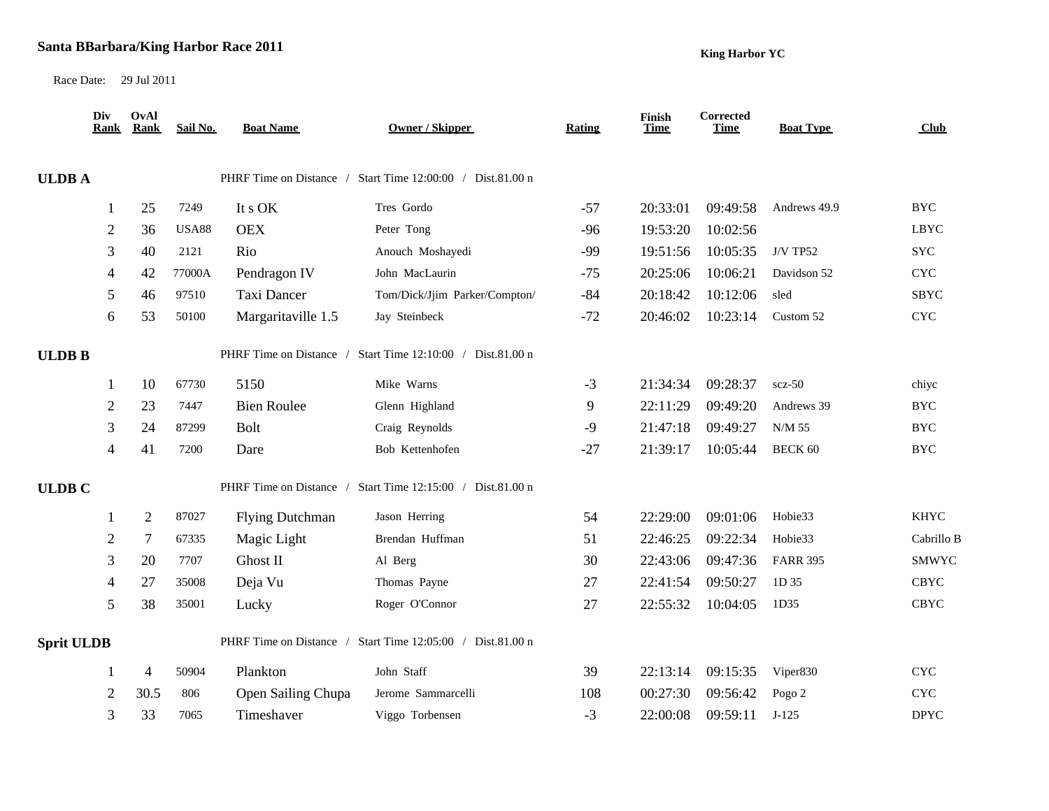**Santa BBarbara/King Harbor Race 2011**

**King Harbor YC**

Race Date: 29 Jul 2011

| Div Rank | OvAl Rank | Sail No. | Boat Name | Owner / Skipper | Rating | Finish Time | Corrected Time | Boat Type | Club |
|---|---|---|---|---|---|---|---|---|---|
| **ULDB A** | | | PHRF Time on Distance / Start Time 12:00:00 / Dist.81.00 n | | | | | | |
| 1 | 25 | 7249 | It s OK | Tres Gordo | -57 | 20:33:01 | 09:49:58 | Andrews 49.9 | BYC |
| 2 | 36 | USA88 | OEX | Peter Tong | -96 | 19:53:20 | 10:02:56 | | LBYC |
| 3 | 40 | 2121 | Rio | Anouch Moshayedi | -99 | 19:51:56 | 10:05:35 | J/V TP52 | SYC |
| 4 | 42 | 77000A | Pendragon IV | John MacLaurin | -75 | 20:25:06 | 10:06:21 | Davidson 52 | CYC |
| 5 | 46 | 97510 | Taxi Dancer | Tom/Dick/Jjim Parker/Compton/ | -84 | 20:18:42 | 10:12:06 | sled | SBYC |
| 6 | 53 | 50100 | Margaritaville 1.5 | Jay Steinbeck | -72 | 20:46:02 | 10:23:14 | Custom 52 | CYC |
| **ULDB B** | | | PHRF Time on Distance / Start Time 12:10:00 / Dist.81.00 n | | | | | | |
| 1 | 10 | 67730 | 5150 | Mike Warns | -3 | 21:34:34 | 09:28:37 | scz-50 | chiyc |
| 2 | 23 | 7447 | Bien Roulee | Glenn Highland | 9 | 22:11:29 | 09:49:20 | Andrews 39 | BYC |
| 3 | 24 | 87299 | Bolt | Craig Reynolds | -9 | 21:47:18 | 09:49:27 | N/M 55 | BYC |
| 4 | 41 | 7200 | Dare | Bob Kettenhofen | -27 | 21:39:17 | 10:05:44 | BECK 60 | BYC |
| **ULDB C** | | | PHRF Time on Distance / Start Time 12:15:00 / Dist.81.00 n | | | | | | |
| 1 | 2 | 87027 | Flying Dutchman | Jason Herring | 54 | 22:29:00 | 09:01:06 | Hobie33 | KHYC |
| 2 | 7 | 67335 | Magic Light | Brendan Huffman | 51 | 22:46:25 | 09:22:34 | Hobie33 | Cabrillo B |
| 3 | 20 | 7707 | Ghost II | Al Berg | 30 | 22:43:06 | 09:47:36 | FARR 395 | SMWYC |
| 4 | 27 | 35008 | Deja Vu | Thomas Payne | 27 | 22:41:54 | 09:50:27 | 1D 35 | CBYC |
| 5 | 38 | 35001 | Lucky | Roger O'Connor | 27 | 22:55:32 | 10:04:05 | 1D35 | CBYC |
| **Sprit ULDB** | | | PHRF Time on Distance / Start Time 12:05:00 / Dist.81.00 n | | | | | | |
| 1 | 4 | 50904 | Plankton | John Staff | 39 | 22:13:14 | 09:15:35 | Viper830 | CYC |
| 2 | 30.5 | 806 | Open Sailing Chupa | Jerome Sammarcelli | 108 | 00:27:30 | 09:56:42 | Pogo 2 | CYC |
| 3 | 33 | 7065 | Timeshaver | Viggo Torbensen | -3 | 22:00:08 | 09:59:11 | J-125 | DPYC |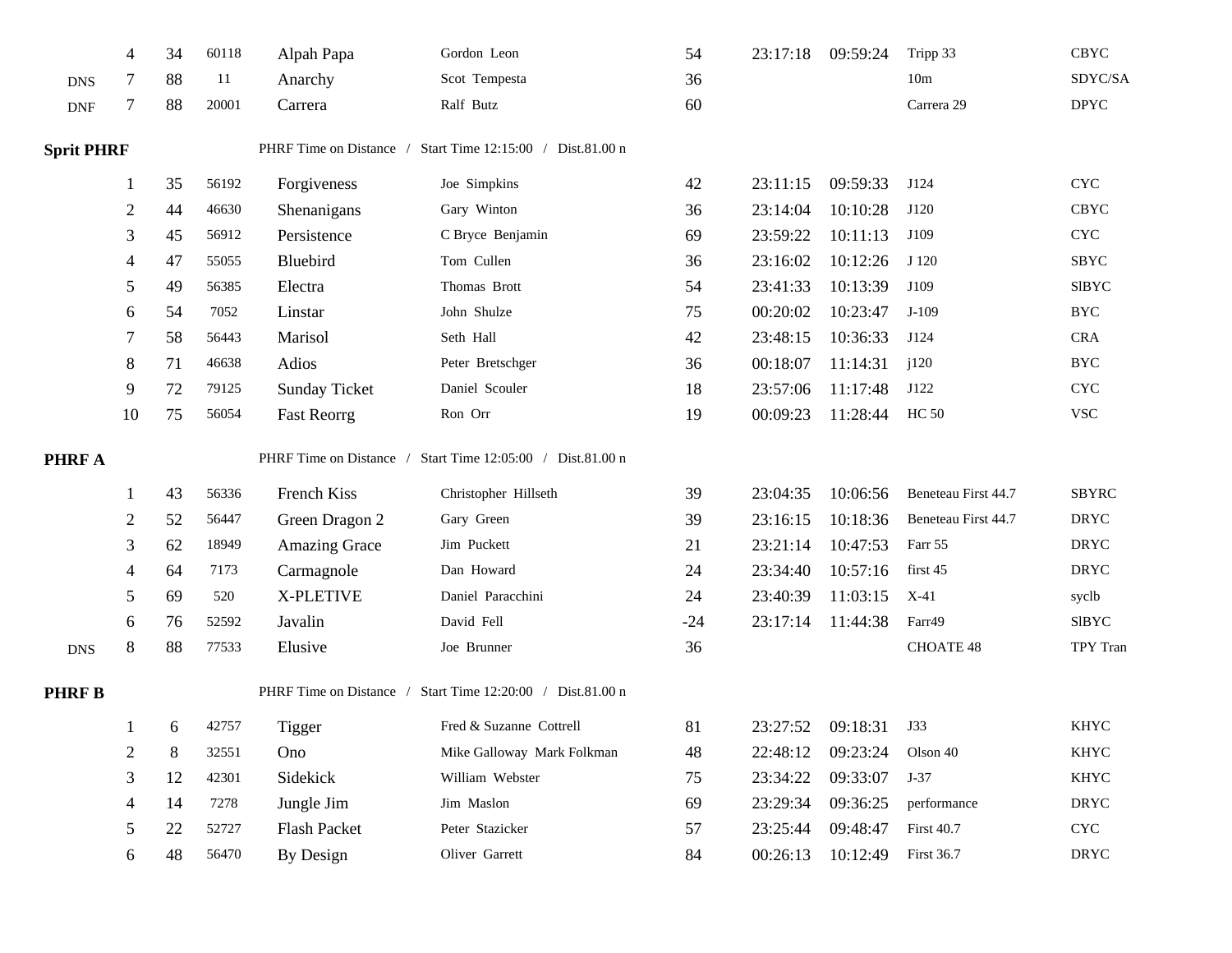| | 4 | 34 | 60118 | Alpah Papa | Gordon Leon | 54 | 23:17:18 | 09:59:24 | Tripp 33 | CBYC |
|---|---|---|---|---|---|---|---|---|---|---|
| DNS | 7 | 88 | 11 | Anarchy | Scot Tempesta | 36 | | | 10m | SDYC/SA |
| DNF | 7 | 88 | 20001 | Carrera | Ralf Butz | 60 | | | Carrera 29 | DPYC |

**Sprit PHRF** PHRF Time on Distance / Start Time 12:15:00 / Dist.81.00 n

| | | | | | | | | | | |
|---|---|---|---|---|---|---|---|---|---|---|
| | 1 | 35 | 56192 | Forgiveness | Joe Simpkins | 42 | 23:11:15 | 09:59:33 | J124 | CYC |
| | 2 | 44 | 46630 | Shenanigans | Gary Winton | 36 | 23:14:04 | 10:10:28 | J120 | CBYC |
| | 3 | 45 | 56912 | Persistence | C Bryce Benjamin | 69 | 23:59:22 | 10:11:13 | J109 | CYC |
| | 4 | 47 | 55055 | Bluebird | Tom Cullen | 36 | 23:16:02 | 10:12:26 | J 120 | SBYC |
| | 5 | 49 | 56385 | Electra | Thomas Brott | 54 | 23:41:33 | 10:13:39 | J109 | SlBYC |
| | 6 | 54 | 7052 | Linstar | John Shulze | 75 | 00:20:02 | 10:23:47 | J-109 | BYC |
| | 7 | 58 | 56443 | Marisol | Seth Hall | 42 | 23:48:15 | 10:36:33 | J124 | CRA |
| | 8 | 71 | 46638 | Adios | Peter Bretschger | 36 | 00:18:07 | 11:14:31 | j120 | BYC |
| | 9 | 72 | 79125 | Sunday Ticket | Daniel Scouler | 18 | 23:57:06 | 11:17:48 | J122 | CYC |
| | 10 | 75 | 56054 | Fast Reorrg | Ron Orr | 19 | 00:09:23 | 11:28:44 | HC 50 | VSC |

**PHRF A** PHRF Time on Distance / Start Time 12:05:00 / Dist.81.00 n

| | | | | | | | | | | |
|---|---|---|---|---|---|---|---|---|---|---|
| | 1 | 43 | 56336 | French Kiss | Christopher Hillseth | 39 | 23:04:35 | 10:06:56 | Beneteau First 44.7 | SBYRC |
| | 2 | 52 | 56447 | Green Dragon 2 | Gary Green | 39 | 23:16:15 | 10:18:36 | Beneteau First 44.7 | DRYC |
| | 3 | 62 | 18949 | Amazing Grace | Jim Puckett | 21 | 23:21:14 | 10:47:53 | Farr 55 | DRYC |
| | 4 | 64 | 7173 | Carmagnole | Dan Howard | 24 | 23:34:40 | 10:57:16 | first 45 | DRYC |
| | 5 | 69 | 520 | X-PLETIVE | Daniel Paracchini | 24 | 23:40:39 | 11:03:15 | X-41 | syclb |
| | 6 | 76 | 52592 | Javalin | David Fell | -24 | 23:17:14 | 11:44:38 | Farr49 | SlBYC |
| DNS | 8 | 88 | 77533 | Elusive | Joe Brunner | 36 | | | CHOATE 48 | TPY Tran |

**PHRF B** PHRF Time on Distance / Start Time 12:20:00 / Dist.81.00 n

| | | | | | | | | | | |
|---|---|---|---|---|---|---|---|---|---|---|
| | 1 | 6 | 42757 | Tigger | Fred & Suzanne Cottrell | 81 | 23:27:52 | 09:18:31 | J33 | KHYC |
| | 2 | 8 | 32551 | Ono | Mike Galloway Mark Folkman | 48 | 22:48:12 | 09:23:24 | Olson 40 | KHYC |
| | 3 | 12 | 42301 | Sidekick | William Webster | 75 | 23:34:22 | 09:33:07 | J-37 | KHYC |
| | 4 | 14 | 7278 | Jungle Jim | Jim Maslon | 69 | 23:29:34 | 09:36:25 | performance | DRYC |
| | 5 | 22 | 52727 | Flash Packet | Peter Stazicker | 57 | 23:25:44 | 09:48:47 | First 40.7 | CYC |
| | 6 | 48 | 56470 | By Design | Oliver Garrett | 84 | 00:26:13 | 10:12:49 | First 36.7 | DRYC |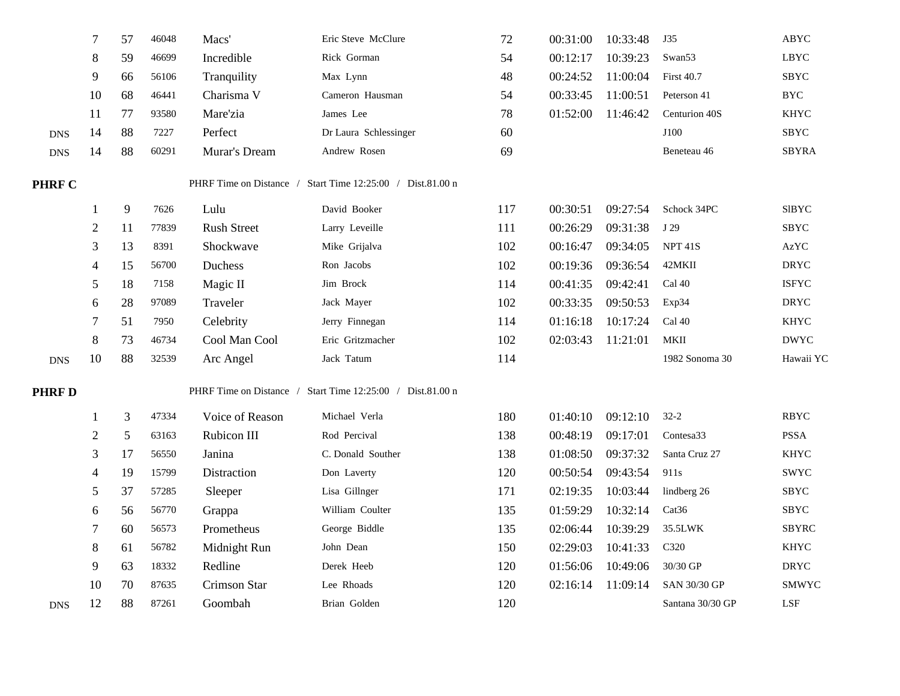| | | | | | | | | | | |
|---|---|---|---|---|---|---|---|---|---|---|
| | 7 | 57 | 46048 | Macs' | Eric Steve McClure | 72 | 00:31:00 | 10:33:48 | J35 | ABYC |
| | 8 | 59 | 46699 | Incredible | Rick Gorman | 54 | 00:12:17 | 10:39:23 | Swan53 | LBYC |
| | 9 | 66 | 56106 | Tranquility | Max Lynn | 48 | 00:24:52 | 11:00:04 | First 40.7 | SBYC |
| | 10 | 68 | 46441 | Charisma V | Cameron Hausman | 54 | 00:33:45 | 11:00:51 | Peterson 41 | BYC |
| | 11 | 77 | 93580 | Mare'zia | James Lee | 78 | 01:52:00 | 11:46:42 | Centurion 40S | KHYC |
| DNS | 14 | 88 | 7227 | Perfect | Dr Laura Schlessinger | 60 | | | J100 | SBYC |
| DNS | 14 | 88 | 60291 | Murar's Dream | Andrew Rosen | 69 | | | Beneteau 46 | SBYRA |

**PHRF C** — PHRF Time on Distance / Start Time 12:25:00 / Dist.81.00 n

| | | | | | | | | | | |
|---|---|---|---|---|---|---|---|---|---|---|
| | 1 | 9 | 7626 | Lulu | David Booker | 117 | 00:30:51 | 09:27:54 | Schock 34PC | SlBYC |
| | 2 | 11 | 77839 | Rush Street | Larry Leveille | 111 | 00:26:29 | 09:31:38 | J 29 | SBYC |
| | 3 | 13 | 8391 | Shockwave | Mike Grijalva | 102 | 00:16:47 | 09:34:05 | NPT 41S | AzYC |
| | 4 | 15 | 56700 | Duchess | Ron Jacobs | 102 | 00:19:36 | 09:36:54 | 42MKII | DRYC |
| | 5 | 18 | 7158 | Magic II | Jim Brock | 114 | 00:41:35 | 09:42:41 | Cal 40 | ISFYC |
| | 6 | 28 | 97089 | Traveler | Jack Mayer | 102 | 00:33:35 | 09:50:53 | Exp34 | DRYC |
| | 7 | 51 | 7950 | Celebrity | Jerry Finnegan | 114 | 01:16:18 | 10:17:24 | Cal 40 | KHYC |
| | 8 | 73 | 46734 | Cool Man Cool | Eric Gritzmacher | 102 | 02:03:43 | 11:21:01 | MKII | DWYC |
| DNS | 10 | 88 | 32539 | Arc Angel | Jack Tatum | 114 | | | 1982 Sonoma 30 | Hawaii YC |

**PHRF D** — PHRF Time on Distance / Start Time 12:25:00 / Dist.81.00 n

| | | | | | | | | | | |
|---|---|---|---|---|---|---|---|---|---|---|
| | 1 | 3 | 47334 | Voice of Reason | Michael Verla | 180 | 01:40:10 | 09:12:10 | 32-2 | RBYC |
| | 2 | 5 | 63163 | Rubicon III | Rod Percival | 138 | 00:48:19 | 09:17:01 | Contesa33 | PSSA |
| | 3 | 17 | 56550 | Janina | C. Donald Souther | 138 | 01:08:50 | 09:37:32 | Santa Cruz 27 | KHYC |
| | 4 | 19 | 15799 | Distraction | Don Laverty | 120 | 00:50:54 | 09:43:54 | 911s | SWYC |
| | 5 | 37 | 57285 | Sleeper | Lisa Gillnger | 171 | 02:19:35 | 10:03:44 | lindberg 26 | SBYC |
| | 6 | 56 | 56770 | Grappa | William Coulter | 135 | 01:59:29 | 10:32:14 | Cat36 | SBYC |
| | 7 | 60 | 56573 | Prometheus | George Biddle | 135 | 02:06:44 | 10:39:29 | 35.5LWK | SBYRC |
| | 8 | 61 | 56782 | Midnight Run | John Dean | 150 | 02:29:03 | 10:41:33 | C320 | KHYC |
| | 9 | 63 | 18332 | Redline | Derek Heeb | 120 | 01:56:06 | 10:49:06 | 30/30 GP | DRYC |
| | 10 | 70 | 87635 | Crimson Star | Lee Rhoads | 120 | 02:16:14 | 11:09:14 | SAN 30/30 GP | SMWYC |
| DNS | 12 | 88 | 87261 | Goombah | Brian Golden | 120 | | | Santana 30/30 GP | LSF |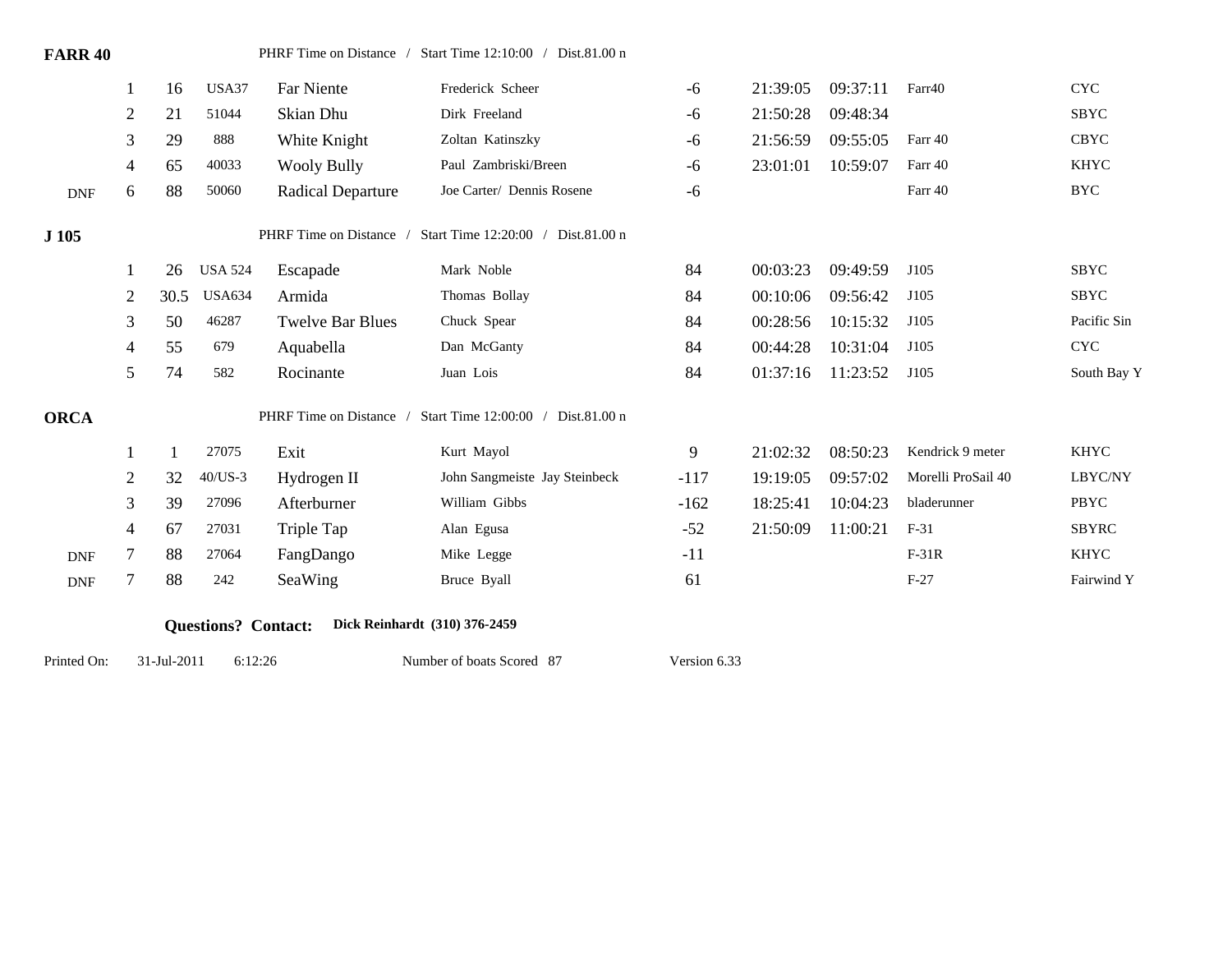**FARR 40** PHRF Time on Distance / Start Time 12:10:00 / Dist.81.00 n

| | | | | | | | | | | |
|---|---|---|---|---|---|---|---|---|---|---|
| | 1 | 16 | USA37 | Far Niente | Frederick Scheer | -6 | 21:39:05 | 09:37:11 | Farr40 | CYC |
| | 2 | 21 | 51044 | Skian Dhu | Dirk Freeland | -6 | 21:50:28 | 09:48:34 | | SBYC |
| | 3 | 29 | 888 | White Knight | Zoltan Katinszky | -6 | 21:56:59 | 09:55:05 | Farr 40 | CBYC |
| | 4 | 65 | 40033 | Wooly Bully | Paul Zambriski/Breen | -6 | 23:01:01 | 10:59:07 | Farr 40 | KHYC |
| DNF | 6 | 88 | 50060 | Radical Departure | Joe Carter/ Dennis Rosene | -6 | | | Farr 40 | BYC |

**J 105** PHRF Time on Distance / Start Time 12:20:00 / Dist.81.00 n

| | | | | | | | | | | |
|---|---|---|---|---|---|---|---|---|---|---|
| | 1 | 26 | USA 524 | Escapade | Mark Noble | 84 | 00:03:23 | 09:49:59 | J105 | SBYC |
| | 2 | 30.5 | USA634 | Armida | Thomas Bollay | 84 | 00:10:06 | 09:56:42 | J105 | SBYC |
| | 3 | 50 | 46287 | Twelve Bar Blues | Chuck Spear | 84 | 00:28:56 | 10:15:32 | J105 | Pacific Sin |
| | 4 | 55 | 679 | Aquabella | Dan McGanty | 84 | 00:44:28 | 10:31:04 | J105 | CYC |
| | 5 | 74 | 582 | Rocinante | Juan Lois | 84 | 01:37:16 | 11:23:52 | J105 | South Bay Y |

**ORCA** PHRF Time on Distance / Start Time 12:00:00 / Dist.81.00 n

| | | | | | | | | | | |
|---|---|---|---|---|---|---|---|---|---|---|
| | 1 | 1 | 27075 | Exit | Kurt Mayol | 9 | 21:02:32 | 08:50:23 | Kendrick 9 meter | KHYC |
| | 2 | 32 | 40/US-3 | Hydrogen II | John Sangmeiste Jay Steinbeck | -117 | 19:19:05 | 09:57:02 | Morelli ProSail 40 | LBYC/NY |
| | 3 | 39 | 27096 | Afterburner | William Gibbs | -162 | 18:25:41 | 10:04:23 | bladerunner | PBYC |
| | 4 | 67 | 27031 | Triple Tap | Alan Egusa | -52 | 21:50:09 | 11:00:21 | F-31 | SBYRC |
| DNF | 7 | 88 | 27064 | FangDango | Mike Legge | -11 | | | F-31R | KHYC |
| DNF | 7 | 88 | 242 | SeaWing | Bruce Byall | 61 | | | F-27 | Fairwind Y |

**Questions? Contact:** **Dick Reinhardt (310) 376-2459**

Printed On: 31-Jul-2011 6:12:26 Number of boats Scored 87 Version 6.33